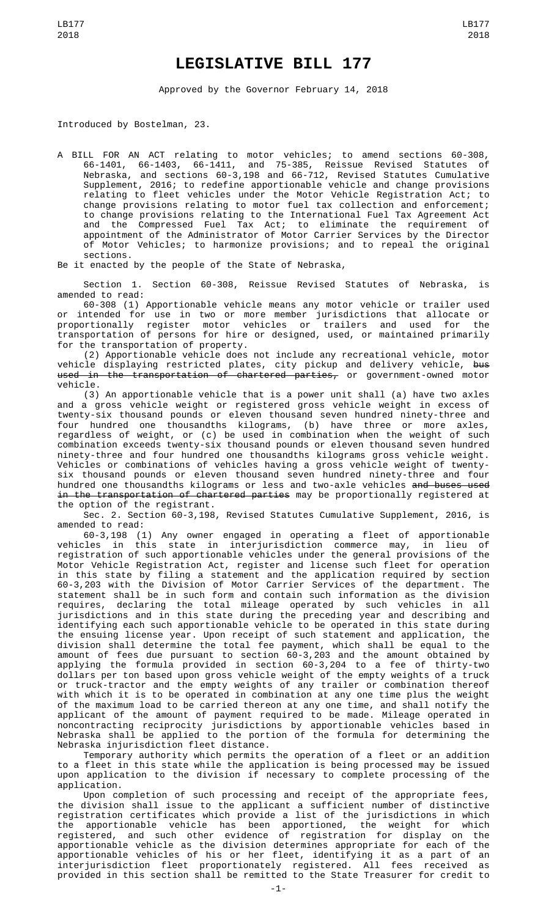# LEGISLATIVE BILL 177

Approved by the Governor February 14, 2018

Introduced by Bostelman, 23.

A BILL FOR AN ACT relating to motor vehicles; to amend sections 60-308, 66-1401, 66-1403, 66-1411, and 75-385, Reissue Revised Statutes of Nebraska, and sections 60-3,198 and 66-712, Revised Statutes Cumulative Supplement, 2016; to redefine apportionable vehicle and change provisions relating to fleet vehicles under the Motor Vehicle Registration Act; to change provisions relating to motor fuel tax collection and enforcement; to change provisions relating to the International Fuel Tax Agreement Act and the Compressed Fuel Tax Act; to eliminate the requirement of appointment of the Administrator of Motor Carrier Services by the Director of Motor Vehicles; to harmonize provisions; and to repeal the original sections.

Be it enacted by the people of the State of Nebraska,

Section 1. Section 60-308, Reissue Revised Statutes of Nebraska, is amended to read:

60-308 (1) Apportionable vehicle means any motor vehicle or trailer used or intended for use in two or more member jurisdictions that allocate or proportionally register motor vehicles or trailers and used for the transportation of persons for hire or designed, used, or maintained primarily for the transportation of property.

(2) Apportionable vehicle does not include any recreational vehicle, motor vehicle displaying restricted plates, city pickup and delivery vehicle, ~~bus used in the transportation of chartered parties,~~ or government-owned motor vehicle.

(3) An apportionable vehicle that is a power unit shall (a) have two axles and a gross vehicle weight or registered gross vehicle weight in excess of twenty-six thousand pounds or eleven thousand seven hundred ninety-three and four hundred one thousandths kilograms, (b) have three or more axles, regardless of weight, or (c) be used in combination when the weight of such combination exceeds twenty-six thousand pounds or eleven thousand seven hundred ninety-three and four hundred one thousandths kilograms gross vehicle weight. Vehicles or combinations of vehicles having a gross vehicle weight of twenty-six thousand pounds or eleven thousand seven hundred ninety-three and four hundred one thousandths kilograms or less and two-axle vehicles ~~and buses used in the transportation of chartered parties~~ may be proportionally registered at the option of the registrant.

Sec. 2. Section 60-3,198, Revised Statutes Cumulative Supplement, 2016, is amended to read:

60-3,198 (1) Any owner engaged in operating a fleet of apportionable vehicles in this state in interjurisdiction commerce may, in lieu of registration of such apportionable vehicles under the general provisions of the Motor Vehicle Registration Act, register and license such fleet for operation in this state by filing a statement and the application required by section 60-3,203 with the Division of Motor Carrier Services of the department. The statement shall be in such form and contain such information as the division requires, declaring the total mileage operated by such vehicles in all jurisdictions and in this state during the preceding year and describing and identifying each such apportionable vehicle to be operated in this state during the ensuing license year. Upon receipt of such statement and application, the division shall determine the total fee payment, which shall be equal to the amount of fees due pursuant to section 60-3,203 and the amount obtained by applying the formula provided in section 60-3,204 to a fee of thirty-two dollars per ton based upon gross vehicle weight of the empty weights of a truck or truck-tractor and the empty weights of any trailer or combination thereof with which it is to be operated in combination at any one time plus the weight of the maximum load to be carried thereon at any one time, and shall notify the applicant of the amount of payment required to be made. Mileage operated in noncontracting reciprocity jurisdictions by apportionable vehicles based in Nebraska shall be applied to the portion of the formula for determining the Nebraska injurisdiction fleet distance.

Temporary authority which permits the operation of a fleet or an addition to a fleet in this state while the application is being processed may be issued upon application to the division if necessary to complete processing of the application.

Upon completion of such processing and receipt of the appropriate fees, the division shall issue to the applicant a sufficient number of distinctive registration certificates which provide a list of the jurisdictions in which the apportionable vehicle has been apportioned, the weight for which registered, and such other evidence of registration for display on the apportionable vehicle as the division determines appropriate for each of the apportionable vehicles of his or her fleet, identifying it as a part of an interjurisdiction fleet proportionately registered. All fees received as provided in this section shall be remitted to the State Treasurer for credit to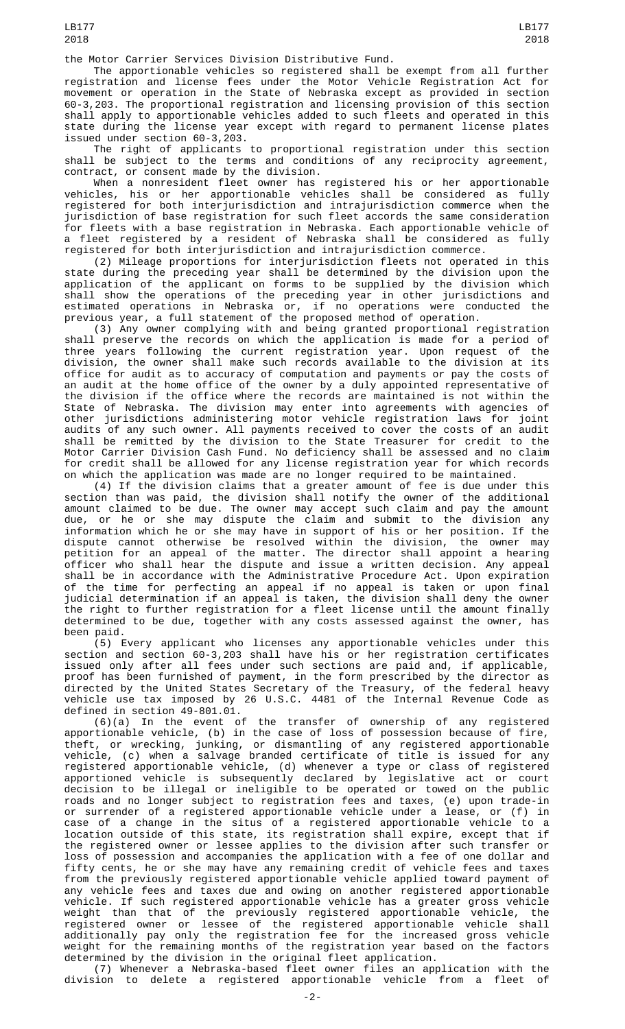the Motor Carrier Services Division Distributive Fund.

The apportionable vehicles so registered shall be exempt from all further registration and license fees under the Motor Vehicle Registration Act for movement or operation in the State of Nebraska except as provided in section 60-3,203. The proportional registration and licensing provision of this section shall apply to apportionable vehicles added to such fleets and operated in this state during the license year except with regard to permanent license plates issued under section 60-3,203.

The right of applicants to proportional registration under this section shall be subject to the terms and conditions of any reciprocity agreement, contract, or consent made by the division.

When a nonresident fleet owner has registered his or her apportionable vehicles, his or her apportionable vehicles shall be considered as fully registered for both interjurisdiction and intrajurisdiction commerce when the jurisdiction of base registration for such fleet accords the same consideration for fleets with a base registration in Nebraska. Each apportionable vehicle of a fleet registered by a resident of Nebraska shall be considered as fully registered for both interjurisdiction and intrajurisdiction commerce.

(2) Mileage proportions for interjurisdiction fleets not operated in this state during the preceding year shall be determined by the division upon the application of the applicant on forms to be supplied by the division which shall show the operations of the preceding year in other jurisdictions and estimated operations in Nebraska or, if no operations were conducted the previous year, a full statement of the proposed method of operation.

(3) Any owner complying with and being granted proportional registration shall preserve the records on which the application is made for a period of three years following the current registration year. Upon request of the division, the owner shall make such records available to the division at its office for audit as to accuracy of computation and payments or pay the costs of an audit at the home office of the owner by a duly appointed representative of the division if the office where the records are maintained is not within the State of Nebraska. The division may enter into agreements with agencies of other jurisdictions administering motor vehicle registration laws for joint audits of any such owner. All payments received to cover the costs of an audit shall be remitted by the division to the State Treasurer for credit to the Motor Carrier Division Cash Fund. No deficiency shall be assessed and no claim for credit shall be allowed for any license registration year for which records on which the application was made are no longer required to be maintained.

(4) If the division claims that a greater amount of fee is due under this section than was paid, the division shall notify the owner of the additional amount claimed to be due. The owner may accept such claim and pay the amount due, or he or she may dispute the claim and submit to the division any information which he or she may have in support of his or her position. If the dispute cannot otherwise be resolved within the division, the owner may petition for an appeal of the matter. The director shall appoint a hearing officer who shall hear the dispute and issue a written decision. Any appeal shall be in accordance with the Administrative Procedure Act. Upon expiration of the time for perfecting an appeal if no appeal is taken or upon final judicial determination if an appeal is taken, the division shall deny the owner the right to further registration for a fleet license until the amount finally determined to be due, together with any costs assessed against the owner, has been paid.

(5) Every applicant who licenses any apportionable vehicles under this section and section 60-3,203 shall have his or her registration certificates issued only after all fees under such sections are paid and, if applicable, proof has been furnished of payment, in the form prescribed by the director as directed by the United States Secretary of the Treasury, of the federal heavy vehicle use tax imposed by 26 U.S.C. 4481 of the Internal Revenue Code as defined in section 49-801.01.

(6)(a) In the event of the transfer of ownership of any registered apportionable vehicle, (b) in the case of loss of possession because of fire, theft, or wrecking, junking, or dismantling of any registered apportionable vehicle, (c) when a salvage branded certificate of title is issued for any registered apportionable vehicle, (d) whenever a type or class of registered apportioned vehicle is subsequently declared by legislative act or court decision to be illegal or ineligible to be operated or towed on the public roads and no longer subject to registration fees and taxes, (e) upon trade-in or surrender of a registered apportionable vehicle under a lease, or (f) in case of a change in the situs of a registered apportionable vehicle to a location outside of this state, its registration shall expire, except that if the registered owner or lessee applies to the division after such transfer or loss of possession and accompanies the application with a fee of one dollar and fifty cents, he or she may have any remaining credit of vehicle fees and taxes from the previously registered apportionable vehicle applied toward payment of any vehicle fees and taxes due and owing on another registered apportionable vehicle. If such registered apportionable vehicle has a greater gross vehicle weight than that of the previously registered apportionable vehicle, the registered owner or lessee of the registered apportionable vehicle shall additionally pay only the registration fee for the increased gross vehicle weight for the remaining months of the registration year based on the factors determined by the division in the original fleet application.

(7) Whenever a Nebraska-based fleet owner files an application with the division to delete a registered apportionable vehicle from a fleet of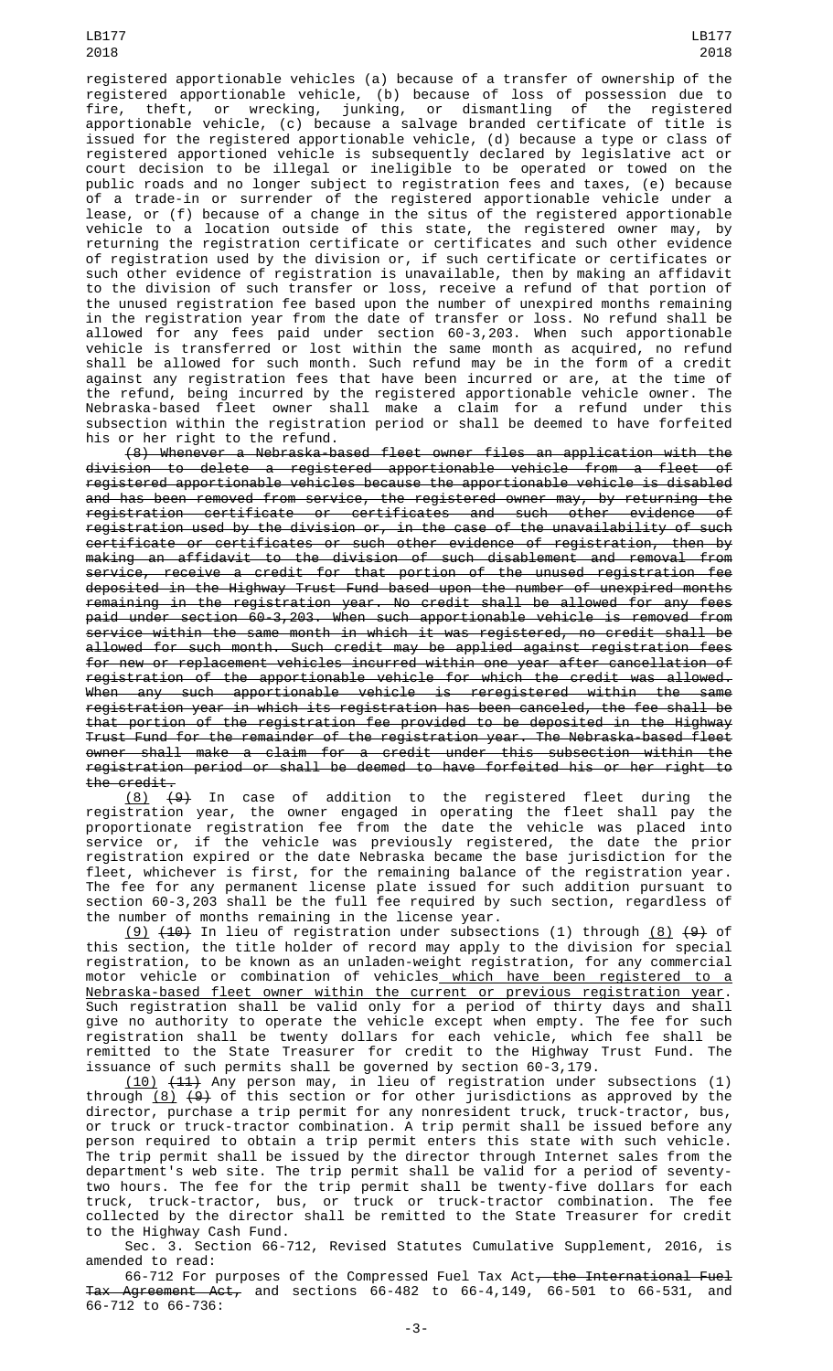registered apportionable vehicles (a) because of a transfer of ownership of the registered apportionable vehicle, (b) because of loss of possession due to fire, theft, or wrecking, junking, or dismantling of the registered apportionable vehicle, (c) because a salvage branded certificate of title is issued for the registered apportionable vehicle, (d) because a type or class of registered apportioned vehicle is subsequently declared by legislative act or court decision to be illegal or ineligible to be operated or towed on the public roads and no longer subject to registration fees and taxes, (e) because of a trade-in or surrender of the registered apportionable vehicle under a lease, or (f) because of a change in the situs of the registered apportionable vehicle to a location outside of this state, the registered owner may, by returning the registration certificate or certificates and such other evidence of registration used by the division or, if such certificate or certificates or such other evidence of registration is unavailable, then by making an affidavit to the division of such transfer or loss, receive a refund of that portion of the unused registration fee based upon the number of unexpired months remaining in the registration year from the date of transfer or loss. No refund shall be allowed for any fees paid under section 60-3,203. When such apportionable vehicle is transferred or lost within the same month as acquired, no refund shall be allowed for such month. Such refund may be in the form of a credit against any registration fees that have been incurred or are, at the time of the refund, being incurred by the registered apportionable vehicle owner. The Nebraska-based fleet owner shall make a claim for a refund under this subsection within the registration period or shall be deemed to have forfeited his or her right to the refund.

~~(8) Whenever a Nebraska-based fleet owner files an application with the division to delete a registered apportionable vehicle from a fleet of registered apportionable vehicles because the apportionable vehicle is disabled and has been removed from service, the registered owner may, by returning the registration certificate or certificates and such other evidence of registration used by the division or, in the case of the unavailability of such certificate or certificates or such other evidence of registration, then by making an affidavit to the division of such disablement and removal from service, receive a credit for that portion of the unused registration fee deposited in the Highway Trust Fund based upon the number of unexpired months remaining in the registration year. No credit shall be allowed for any fees paid under section 60-3,203. When such apportionable vehicle is removed from service within the same month in which it was registered, no credit shall be allowed for such month. Such credit may be applied against registration fees for new or replacement vehicles incurred within one year after cancellation of registration of the apportionable vehicle for which the credit was allowed. When any such apportionable vehicle is reregistered within the same registration year in which its registration has been canceled, the fee shall be that portion of the registration fee provided to be deposited in the Highway Trust Fund for the remainder of the registration year. The Nebraska-based fleet owner shall make a claim for a credit under this subsection within the registration period or shall be deemed to have forfeited his or her right to the credit.~~

<u>(8)</u> ~~(9)~~ In case of addition to the registered fleet during the registration year, the owner engaged in operating the fleet shall pay the proportionate registration fee from the date the vehicle was placed into service or, if the vehicle was previously registered, the date the prior registration expired or the date Nebraska became the base jurisdiction for the fleet, whichever is first, for the remaining balance of the registration year. The fee for any permanent license plate issued for such addition pursuant to section 60-3,203 shall be the full fee required by such section, regardless of the number of months remaining in the license year.

<u>(9)</u> ~~(10)~~ In lieu of registration under subsections (1) through <u>(8)</u> ~~(9)~~ of this section, the title holder of record may apply to the division for special registration, to be known as an unladen-weight registration, for any commercial motor vehicle or combination of vehicles<u> which have been registered to a Nebraska-based fleet owner within the current or previous registration year</u>. Such registration shall be valid only for a period of thirty days and shall give no authority to operate the vehicle except when empty. The fee for such registration shall be twenty dollars for each vehicle, which fee shall be remitted to the State Treasurer for credit to the Highway Trust Fund. The issuance of such permits shall be governed by section 60-3,179.

<u>(10)</u> ~~(11)~~ Any person may, in lieu of registration under subsections (1) through <u>(8)</u> ~~(9)~~ of this section or for other jurisdictions as approved by the director, purchase a trip permit for any nonresident truck, truck-tractor, bus, or truck or truck-tractor combination. A trip permit shall be issued before any person required to obtain a trip permit enters this state with such vehicle. The trip permit shall be issued by the director through Internet sales from the department's web site. The trip permit shall be valid for a period of seventy-two hours. The fee for the trip permit shall be twenty-five dollars for each truck, truck-tractor, bus, or truck or truck-tractor combination. The fee collected by the director shall be remitted to the State Treasurer for credit to the Highway Cash Fund.

Sec. 3. Section 66-712, Revised Statutes Cumulative Supplement, 2016, is amended to read:

66-712 For purposes of the Compressed Fuel Tax Act~~, the International Fuel Tax Agreement Act,~~ and sections 66-482 to 66-4,149, 66-501 to 66-531, and 66-712 to 66-736: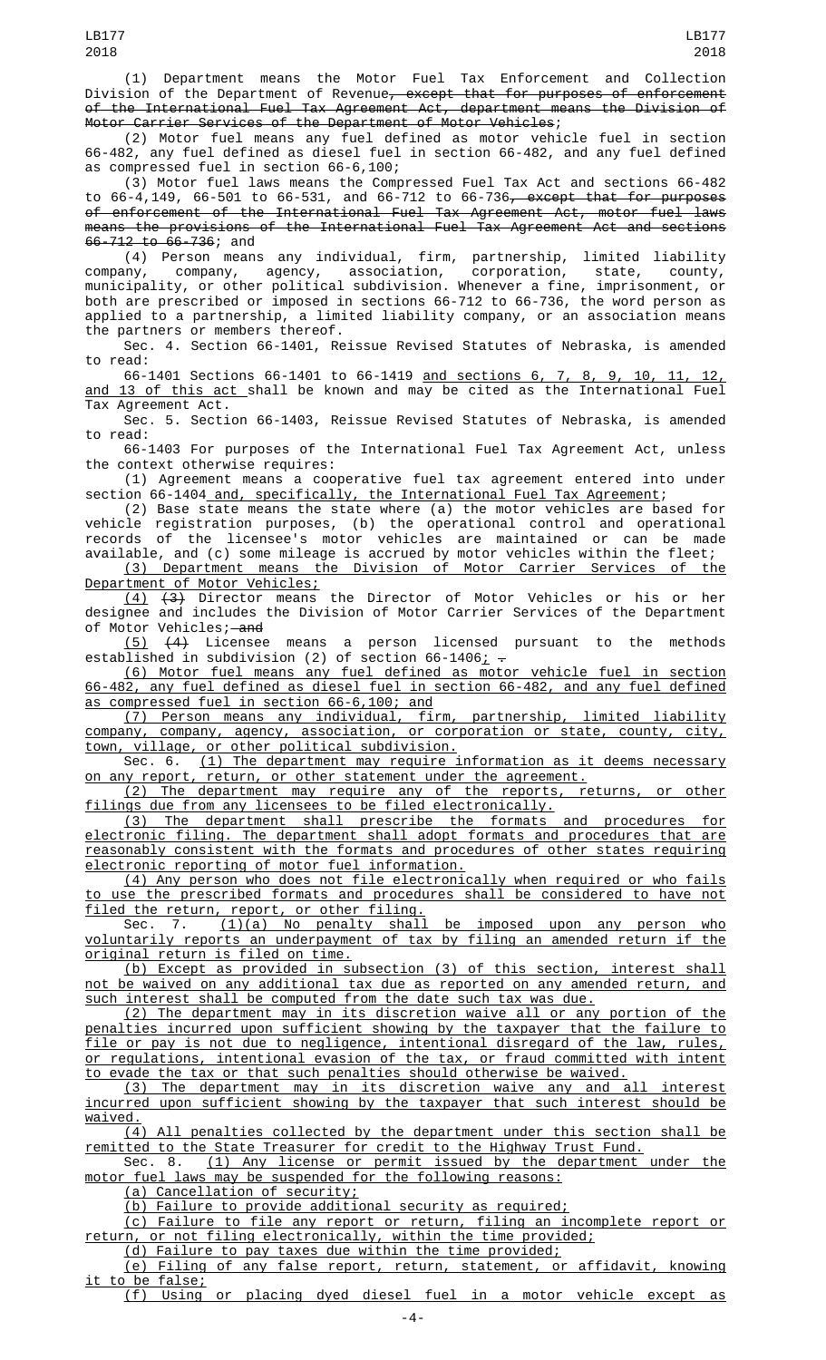(1) Department means the Motor Fuel Tax Enforcement and Collection Division of the Department of Revenue~~, except that for purposes of enforcement of the International Fuel Tax Agreement Act, department means the Division of Motor Carrier Services of the Department of Motor Vehicles~~;

(2) Motor fuel means any fuel defined as motor vehicle fuel in section 66-482, any fuel defined as diesel fuel in section 66-482, and any fuel defined as compressed fuel in section 66-6,100;

(3) Motor fuel laws means the Compressed Fuel Tax Act and sections 66-482 to 66-4,149, 66-501 to 66-531, and 66-712 to 66-736~~, except that for purposes of enforcement of the International Fuel Tax Agreement Act, motor fuel laws means the provisions of the International Fuel Tax Agreement Act and sections 66-712 to 66-736~~; and

(4) Person means any individual, firm, partnership, limited liability company, company, agency, association, corporation, state, county, municipality, or other political subdivision. Whenever a fine, imprisonment, or both are prescribed or imposed in sections 66-712 to 66-736, the word person as applied to a partnership, a limited liability company, or an association means the partners or members thereof.

Sec. 4. Section 66-1401, Reissue Revised Statutes of Nebraska, is amended to read:

66-1401 Sections 66-1401 to 66-1419 <u>and sections 6, 7, 8, 9, 10, 11, 12, and 13 of this act</u> shall be known and may be cited as the International Fuel Tax Agreement Act.

Sec. 5. Section 66-1403, Reissue Revised Statutes of Nebraska, is amended to read:

66-1403 For purposes of the International Fuel Tax Agreement Act, unless the context otherwise requires:

(1) Agreement means a cooperative fuel tax agreement entered into under section 66-1404<u> and, specifically, the International Fuel Tax Agreement</u>;

(2) Base state means the state where (a) the motor vehicles are based for vehicle registration purposes, (b) the operational control and operational records of the licensee's motor vehicles are maintained or can be made available, and (c) some mileage is accrued by motor vehicles within the fleet;

<u>(3) Department means the Division of Motor Carrier Services of the Department of Motor Vehicles;</u>

<u>(4)</u> ~~(3)~~ Director means the Director of Motor Vehicles or his or her designee and includes the Division of Motor Carrier Services of the Department of Motor Vehicles;~~ and~~

<u>(5)</u> ~~(4)~~ Licensee means a person licensed pursuant to the methods established in subdivision (2) of section 66-1406<u>;</u> ~~.~~

<u>(6) Motor fuel means any fuel defined as motor vehicle fuel in section 66-482, any fuel defined as diesel fuel in section 66-482, and any fuel defined as compressed fuel in section 66-6,100; and</u>

<u>(7) Person means any individual, firm, partnership, limited liability company, company, agency, association, or corporation or state, county, city, town, village, or other political subdivision.</u>

Sec. 6. <u>(1) The department may require information as it deems necessary on any report, return, or other statement under the agreement.</u>

<u>(2) The department may require any of the reports, returns, or other filings due from any licensees to be filed electronically.</u>

<u>(3) The department shall prescribe the formats and procedures for electronic filing. The department shall adopt formats and procedures that are reasonably consistent with the formats and procedures of other states requiring electronic reporting of motor fuel information.</u>

<u>(4) Any person who does not file electronically when required or who fails to use the prescribed formats and procedures shall be considered to have not filed the return, report, or other filing.</u>

Sec. 7. <u>(1)(a) No penalty shall be imposed upon any person who voluntarily reports an underpayment of tax by filing an amended return if the original return is filed on time.</u>

<u>(b) Except as provided in subsection (3) of this section, interest shall not be waived on any additional tax due as reported on any amended return, and such interest shall be computed from the date such tax was due.</u>

<u>(2) The department may in its discretion waive all or any portion of the penalties incurred upon sufficient showing by the taxpayer that the failure to file or pay is not due to negligence, intentional disregard of the law, rules, or regulations, intentional evasion of the tax, or fraud committed with intent to evade the tax or that such penalties should otherwise be waived.</u>

<u>(3) The department may in its discretion waive any and all interest incurred upon sufficient showing by the taxpayer that such interest should be waived.</u>

<u>(4) All penalties collected by the department under this section shall be remitted to the State Treasurer for credit to the Highway Trust Fund.</u>

Sec. 8. <u>(1) Any license or permit issued by the department under the motor fuel laws may be suspended for the following reasons:</u>

<u>(a) Cancellation of security;</u>

<u>(b) Failure to provide additional security as required;</u>

<u>(c) Failure to file any report or return, filing an incomplete report or return, or not filing electronically, within the time provided;</u>

<u>(d) Failure to pay taxes due within the time provided;</u>

<u>(e) Filing of any false report, return, statement, or affidavit, knowing it to be false;</u>

<u>(f) Using or placing dyed diesel fuel in a motor vehicle except as</u>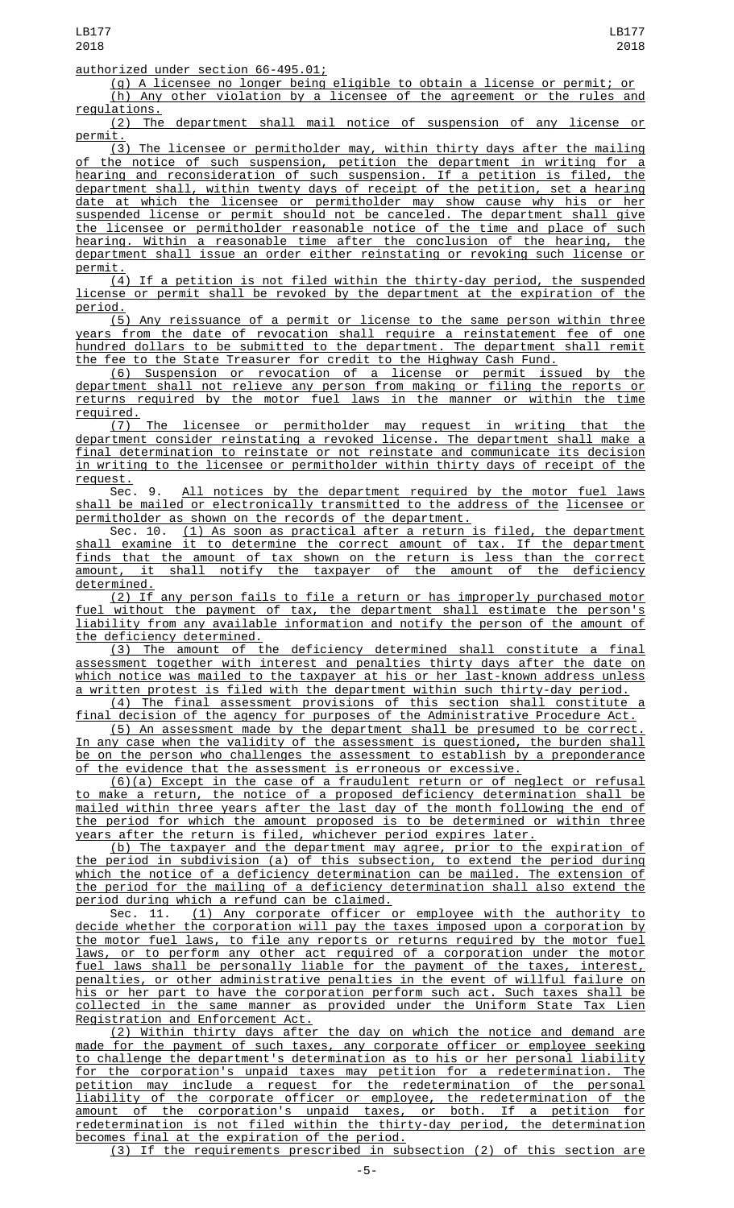authorized under section 66-495.01;

(g) A licensee no longer being eligible to obtain a license or permit; or

(h) Any other violation by a licensee of the agreement or the rules and regulations.

(2) The department shall mail notice of suspension of any license or permit.

(3) The licensee or permitholder may, within thirty days after the mailing of the notice of such suspension, petition the department in writing for a hearing and reconsideration of such suspension. If a petition is filed, the department shall, within twenty days of receipt of the petition, set a hearing date at which the licensee or permitholder may show cause why his or her suspended license or permit should not be canceled. The department shall give the licensee or permitholder reasonable notice of the time and place of such hearing. Within a reasonable time after the conclusion of the hearing, the department shall issue an order either reinstating or revoking such license or permit.

(4) If a petition is not filed within the thirty-day period, the suspended license or permit shall be revoked by the department at the expiration of the period.

(5) Any reissuance of a permit or license to the same person within three years from the date of revocation shall require a reinstatement fee of one hundred dollars to be submitted to the department. The department shall remit the fee to the State Treasurer for credit to the Highway Cash Fund.

(6) Suspension or revocation of a license or permit issued by the department shall not relieve any person from making or filing the reports or returns required by the motor fuel laws in the manner or within the time required.

(7) The licensee or permitholder may request in writing that the department consider reinstating a revoked license. The department shall make a final determination to reinstate or not reinstate and communicate its decision in writing to the licensee or permitholder within thirty days of receipt of the request.

Sec. 9. All notices by the department required by the motor fuel laws shall be mailed or electronically transmitted to the address of the licensee or permitholder as shown on the records of the department.

Sec. 10. (1) As soon as practical after a return is filed, the department shall examine it to determine the correct amount of tax. If the department finds that the amount of tax shown on the return is less than the correct amount, it shall notify the taxpayer of the amount of the deficiency determined.

(2) If any person fails to file a return or has improperly purchased motor fuel without the payment of tax, the department shall estimate the person's liability from any available information and notify the person of the amount of the deficiency determined.

(3) The amount of the deficiency determined shall constitute a final assessment together with interest and penalties thirty days after the date on which notice was mailed to the taxpayer at his or her last-known address unless a written protest is filed with the department within such thirty-day period.

(4) The final assessment provisions of this section shall constitute a final decision of the agency for purposes of the Administrative Procedure Act.

(5) An assessment made by the department shall be presumed to be correct. In any case when the validity of the assessment is questioned, the burden shall be on the person who challenges the assessment to establish by a preponderance of the evidence that the assessment is erroneous or excessive.

(6)(a) Except in the case of a fraudulent return or of neglect or refusal to make a return, the notice of a proposed deficiency determination shall be mailed within three years after the last day of the month following the end of the period for which the amount proposed is to be determined or within three years after the return is filed, whichever period expires later.

(b) The taxpayer and the department may agree, prior to the expiration of the period in subdivision (a) of this subsection, to extend the period during which the notice of a deficiency determination can be mailed. The extension of the period for the mailing of a deficiency determination shall also extend the period during which a refund can be claimed.

Sec. 11. (1) Any corporate officer or employee with the authority to decide whether the corporation will pay the taxes imposed upon a corporation by the motor fuel laws, to file any reports or returns required by the motor fuel laws, or to perform any other act required of a corporation under the motor fuel laws shall be personally liable for the payment of the taxes, interest, penalties, or other administrative penalties in the event of willful failure on his or her part to have the corporation perform such act. Such taxes shall be collected in the same manner as provided under the Uniform State Tax Lien Registration and Enforcement Act.

(2) Within thirty days after the day on which the notice and demand are made for the payment of such taxes, any corporate officer or employee seeking to challenge the department's determination as to his or her personal liability for the corporation's unpaid taxes may petition for a redetermination. The petition may include a request for the redetermination of the personal liability of the corporate officer or employee, the redetermination of the amount of the corporation's unpaid taxes, or both. If a petition for redetermination is not filed within the thirty-day period, the determination becomes final at the expiration of the period.

(3) If the requirements prescribed in subsection (2) of this section are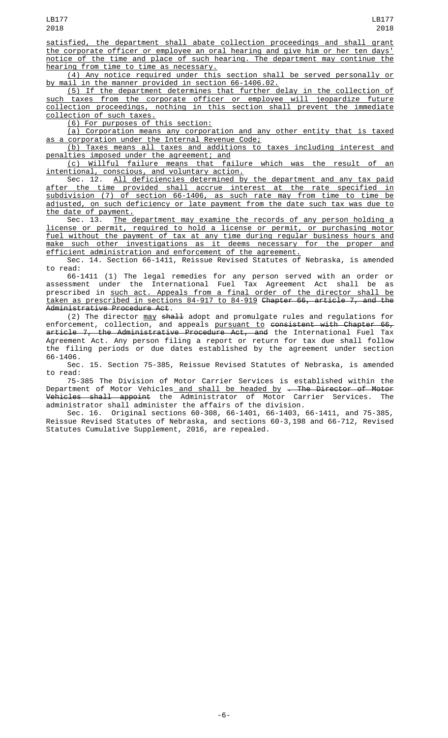satisfied, the department shall abate collection proceedings and shall grant the corporate officer or employee an oral hearing and give him or her ten days' notice of the time and place of such hearing. The department may continue the hearing from time to time as necessary.

(4) Any notice required under this section shall be served personally or by mail in the manner provided in section 66-1406.02.

(5) If the department determines that further delay in the collection of such taxes from the corporate officer or employee will jeopardize future collection proceedings, nothing in this section shall prevent the immediate collection of such taxes.

(6) For purposes of this section:

(a) Corporation means any corporation and any other entity that is taxed as a corporation under the Internal Revenue Code;

(b) Taxes means all taxes and additions to taxes including interest and penalties imposed under the agreement; and

(c) Willful failure means that failure which was the result of an intentional, conscious, and voluntary action.

Sec. 12. All deficiencies determined by the department and any tax paid after the time provided shall accrue interest at the rate specified in subdivision (7) of section 66-1406, as such rate may from time to time be adjusted, on such deficiency or late payment from the date such tax was due to the date of payment.

Sec. 13. The department may examine the records of any person holding a license or permit, required to hold a license or permit, or purchasing motor fuel without the payment of tax at any time during regular business hours and make such other investigations as it deems necessary for the proper and efficient administration and enforcement of the agreement.

Sec. 14. Section 66-1411, Reissue Revised Statutes of Nebraska, is amended to read:

66-1411 (1) The legal remedies for any person served with an order or assessment under the International Fuel Tax Agreement Act shall be as prescribed in such act. Appeals from a final order of the director shall be taken as prescribed in sections 84-917 to 84-919 Chapter 66, article 7, and the Administrative Procedure Act.

(2) The director may shall adopt and promulgate rules and regulations for enforcement, collection, and appeals pursuant to consistent with Chapter 66, article 7, the Administrative Procedure Act, and the International Fuel Tax Agreement Act. Any person filing a report or return for tax due shall follow the filing periods or due dates established by the agreement under section 66-1406.

Sec. 15. Section 75-385, Reissue Revised Statutes of Nebraska, is amended to read:

75-385 The Division of Motor Carrier Services is established within the Department of Motor Vehicles and shall be headed by . The Director of Motor Vehicles shall appoint the Administrator of Motor Carrier Services. The administrator shall administer the affairs of the division.

Sec. 16. Original sections 60-308, 66-1401, 66-1403, 66-1411, and 75-385, Reissue Revised Statutes of Nebraska, and sections 60-3,198 and 66-712, Revised Statutes Cumulative Supplement, 2016, are repealed.